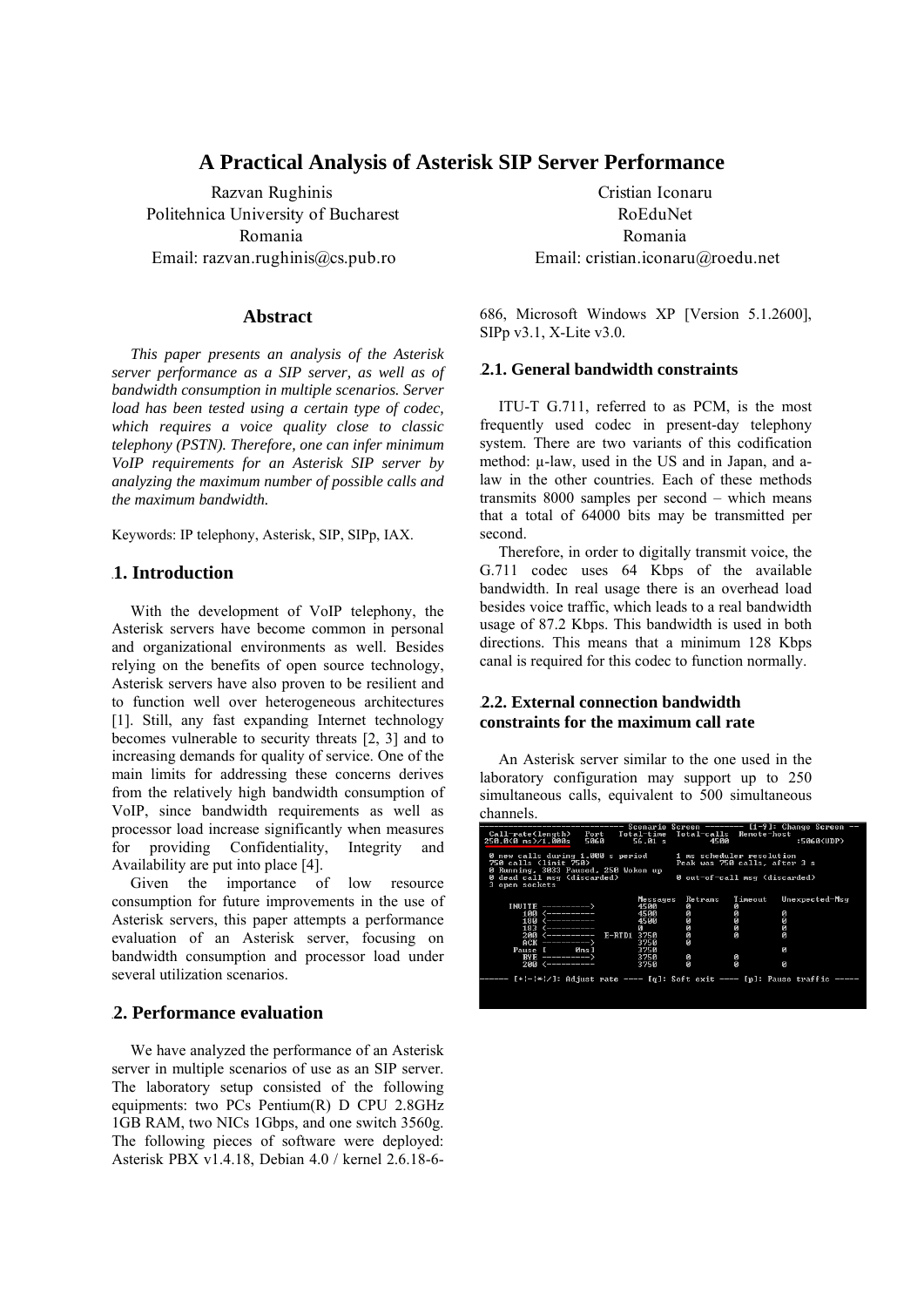# A Practical Analysis of Asterisk SIP Server Performance

Razvan Rughinis
Politehnica University of Bucharest
Romania
Email: razvan.rughinis@cs.pub.ro

Cristian Iconaru
RoEduNet
Romania
Email: cristian.iconaru@roedu.net

## Abstract

*This paper presents an analysis of the Asterisk server performance as a SIP server, as well as of bandwidth consumption in multiple scenarios. Server load has been tested using a certain type of codec, which requires a voice quality close to classic telephony (PSTN). Therefore, one can infer minimum VoIP requirements for an Asterisk SIP server by analyzing the maximum number of possible calls and the maximum bandwidth.*

Keywords: IP telephony, Asterisk, SIP, SIPp, IAX.

## 1. Introduction

With the development of VoIP telephony, the Asterisk servers have become common in personal and organizational environments as well. Besides relying on the benefits of open source technology, Asterisk servers have also proven to be resilient and to function well over heterogeneous architectures [1]. Still, any fast expanding Internet technology becomes vulnerable to security threats [2, 3] and to increasing demands for quality of service. One of the main limits for addressing these concerns derives from the relatively high bandwidth consumption of VoIP, since bandwidth requirements as well as processor load increase significantly when measures for providing Confidentiality, Integrity and Availability are put into place [4].

Given the importance of low resource consumption for future improvements in the use of Asterisk servers, this paper attempts a performance evaluation of an Asterisk server, focusing on bandwidth consumption and processor load under several utilization scenarios.

## 2. Performance evaluation

We have analyzed the performance of an Asterisk server in multiple scenarios of use as an SIP server. The laboratory setup consisted of the following equipments: two PCs Pentium(R) D CPU 2.8GHz 1GB RAM, two NICs 1Gbps, and one switch 3560g. The following pieces of software were deployed: Asterisk PBX v1.4.18, Debian 4.0 / kernel 2.6.18-6-686, Microsoft Windows XP [Version 5.1.2600], SIPp v3.1, X-Lite v3.0.

### 2.1. General bandwidth constraints

ITU-T G.711, referred to as PCM, is the most frequently used codec in present-day telephony system. There are two variants of this codification method: µ-law, used in the US and in Japan, and a-law in the other countries. Each of these methods transmits 8000 samples per second – which means that a total of 64000 bits may be transmitted per second.

Therefore, in order to digitally transmit voice, the G.711 codec uses 64 Kbps of the available bandwidth. In real usage there is an overhead load besides voice traffic, which leads to a real bandwidth usage of 87.2 Kbps. This bandwidth is used in both directions. This means that a minimum 128 Kbps canal is required for this codec to function normally.

### 2.2. External connection bandwidth constraints for the maximum call rate

An Asterisk server similar to the one used in the laboratory configuration may support up to 250 simultaneous calls, equivalent to 500 simultaneous channels.

```
------------------------------ Scenario Screen -------- [1-9]: Change Screen --
  Call-rate(length)   Port   Total-time  Total-calls  Remote-host
250.0(0 ms)/1.000s   5060      56.01 s        4500                  :5060(UDP)

  0 new calls during 1.000 s period      1 ms scheduler resolution
  750 calls (limit 750)                  Peak was 750 calls, after 3 s
  0 Running, 3033 Paused, 250 Woken up
  0 dead call msg (discarded)            0 out-of-call msg (discarded)
  3 open sockets

                                 Messages  Retrans   Timeout   Unexpected-Msg
      INVITE ---------->         4500      0         0
         100 <----------         4500      0                   0
         180 <----------         4500      0                   0
         183 <----------         0         0                   0
         200 <----------  E-RTD1 3750      0         0         0
         ACK ---------->         3750      0
       Pause [      0ms]         3750                          0
         BYE ---------->         3750      0         0
         200 <----------         3750      0         0         0

------ [+|-|*|/]: Adjust rate ---- [q]: Soft exit ---- [p]: Pause traffic -----
```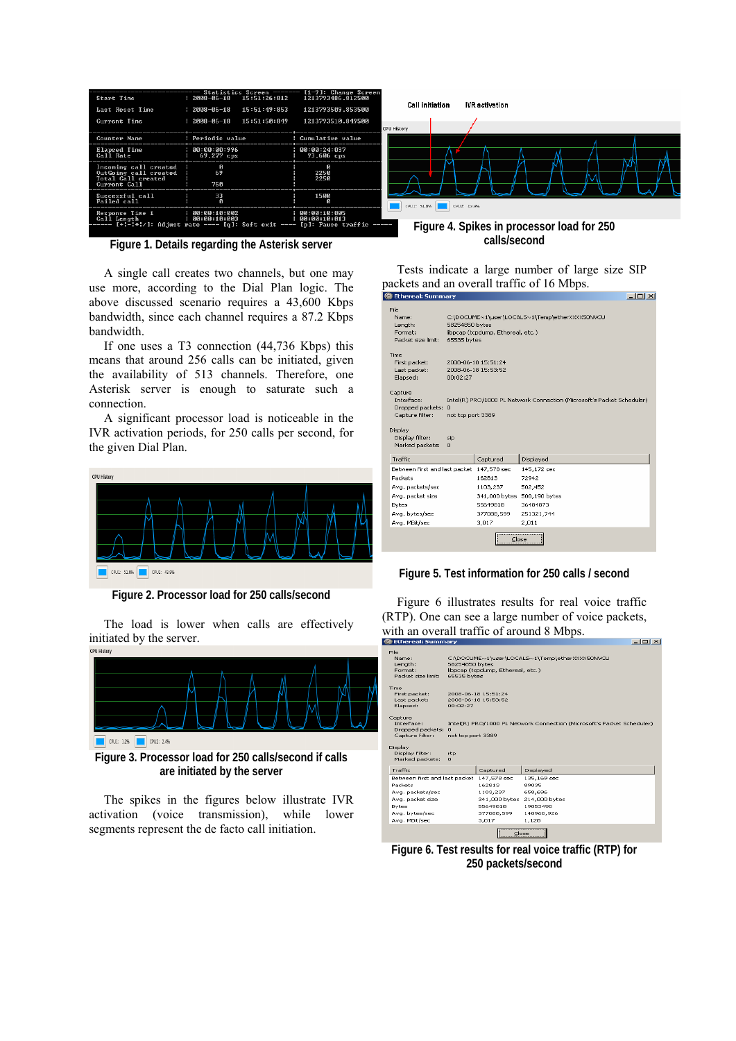Figure 1. Details regarding the Asterisk server

A single call creates two channels, but one may use more, according to the Dial Plan logic. The above discussed scenario requires a 43,600 Kbps bandwidth, since each channel requires a 87.2 Kbps bandwidth.

If one uses a T3 connection (44,736 Kbps) this means that around 256 calls can be initiated, given the availability of 513 channels. Therefore, one Asterisk server is enough to saturate such a connection.

A significant processor load is noticeable in the IVR activation periods, for 250 calls per second, for the given Dial Plan.

Figure 2. Processor load for 250 calls/second

The load is lower when calls are effectively initiated by the server.

Figure 3. Processor load for 250 calls/second if calls are initiated by the server

The spikes in the figures below illustrate IVR activation (voice transmission), while lower segments represent the de facto call initiation.

Figure 4. Spikes in processor load for 250 calls/second

Tests indicate a large number of large size SIP packets and an overall traffic of 16 Mbps.

Figure 5. Test information for 250 calls / second

Figure 6 illustrates results for real voice traffic (RTP). One can see a large number of voice packets, with an overall traffic of around 8 Mbps.

Figure 6. Test results for real voice traffic (RTP) for 250 packets/second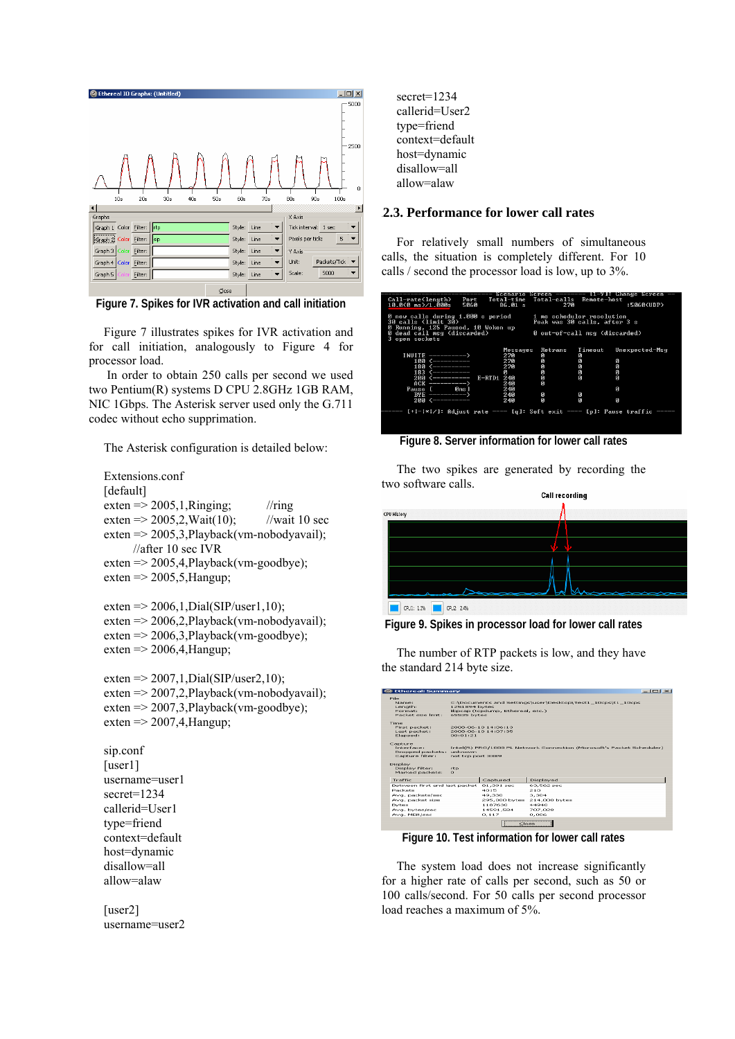Figure 7. Spikes for IVR activation and call initiation

Figure 7 illustrates spikes for IVR activation and for call initiation, analogously to Figure 4 for processor load.

In order to obtain 250 calls per second we used two Pentium(R) systems D CPU 2.8GHz 1GB RAM, NIC 1Gbps. The Asterisk server used only the G.711 codec without echo supprimation.

The Asterisk configuration is detailed below:

```
Extensions.conf
[default]
exten => 2005,1,Ringing;        //ring
exten => 2005,2,Wait(10);       //wait 10 sec
exten => 2005,3,Playback(vm-nobodyavail);
        //after 10 sec IVR
exten => 2005,4,Playback(vm-goodbye);
exten => 2005,5,Hangup;

exten => 2006,1,Dial(SIP/user1,10);
exten => 2006,2,Playback(vm-nobodyavail);
exten => 2006,3,Playback(vm-goodbye);
exten => 2006,4,Hangup;

exten => 2007,1,Dial(SIP/user2,10);
exten => 2007,2,Playback(vm-nobodyavail);
exten => 2007,3,Playback(vm-goodbye);
exten => 2007,4,Hangup;

sip.conf
[user1]
username=user1
secret=1234
callerid=User1
type=friend
context=default
host=dynamic
disallow=all
allow=alaw

[user2]
username=user2
secret=1234
callerid=User2
type=friend
context=default
host=dynamic
disallow=all
allow=alaw
```

## 2.3. Performance for lower call rates

For relatively small numbers of simultaneous calls, the situation is completely different. For 10 calls / second the processor load is low, up to 3%.

Figure 8. Server information for lower call rates

The two spikes are generated by recording the two software calls.

Figure 9. Spikes in processor load for lower call rates

The number of RTP packets is low, and they have the standard 214 byte size.

Figure 10. Test information for lower call rates

The system load does not increase significantly for a higher rate of calls per second, such as 50 or 100 calls/second. For 50 calls per second processor load reaches a maximum of 5%.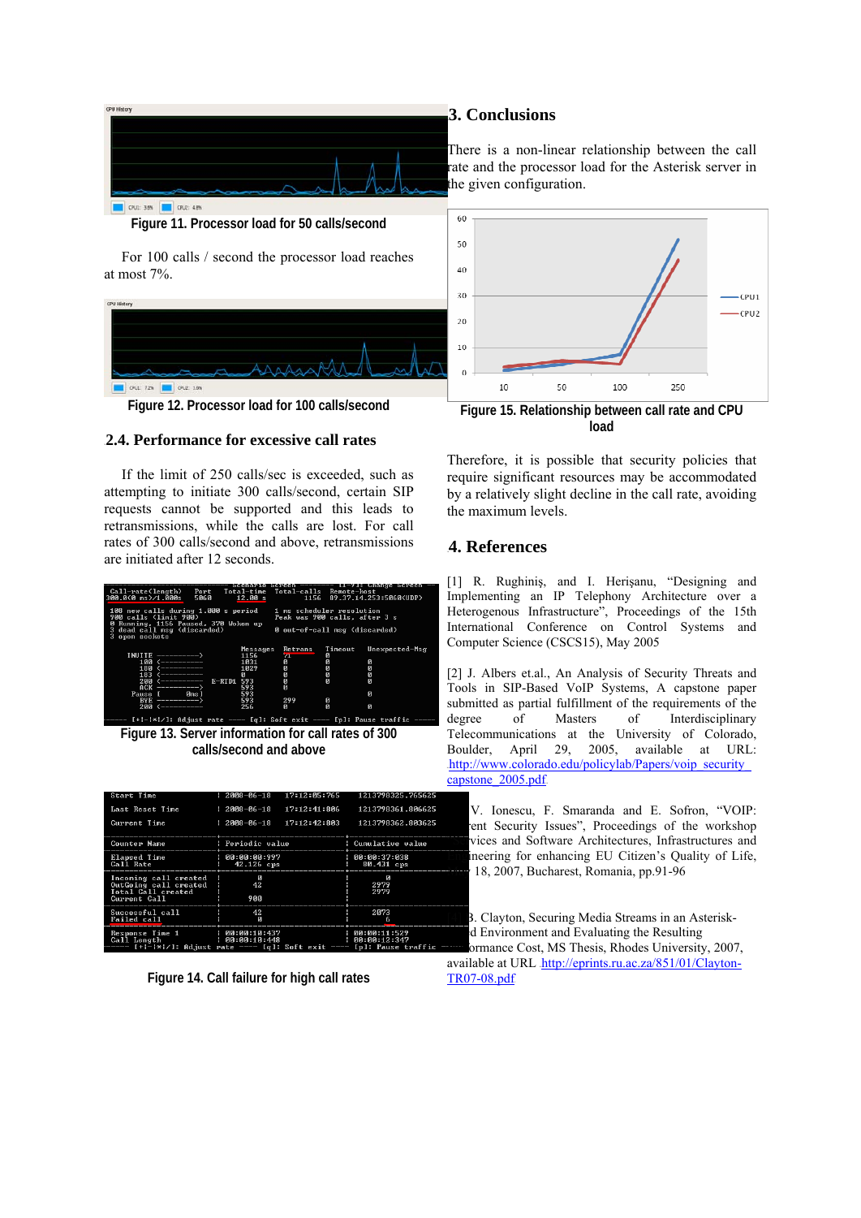CPU History

CPU1: 38% CPU2: 48%

Figure 11. Processor load for 50 calls/second

For 100 calls / second the processor load reaches at most 7%.

CPU History

CPU1: 72% CPU2: 38%

Figure 12. Processor load for 100 calls/second

### 2.4. Performance for excessive call rates

If the limit of 250 calls/sec is exceeded, such as attempting to initiate 300 calls/second, certain SIP requests cannot be supported and this leads to retransmissions, while the calls are lost. For call rates of 300 calls/second and above, retransmissions are initiated after 12 seconds.

Figure 13. Server information for call rates of 300 calls/second and above

Figure 14. Call failure for high call rates

## 3. Conclusions

There is a non-linear relationship between the call rate and the processor load for the Asterisk server in the given configuration.

60
50
40
30
20
10
0
10 50 100 250
CPU1
CPU2

Figure 15. Relationship between call rate and CPU load

Therefore, it is possible that security policies that require significant resources may be accommodated by a relatively slight decline in the call rate, avoiding the maximum levels.

## 4. References

[1] R. Rughiniş, and I. Herişanu, "Designing and Implementing an IP Telephony Architecture over a Heterogenous Infrastructure", Proceedings of the 15th International Conference on Control Systems and Computer Science (CSCS15), May 2005

[2] J. Albers et.al., An Analysis of Security Threats and Tools in SIP-Based VoIP Systems, A capstone paper submitted as partial fulfillment of the requirements of the degree of Masters of Interdisciplinary Telecommunications at the University of Colorado, Boulder, April 29, 2005, available at URL: http://www.colorado.edu/policylab/Papers/voip_security_capstone_2005.pdf

[3] V. Ionescu, F. Smaranda and E. Sofron, "VOIP: ...ent Security Issues", Proceedings of the workshop ...vices and Software Architectures, Infrastructures and ...ineering for enhancing EU Citizen's Quality of Life, ... 18, 2007, Bucharest, Romania, pp.91-96

[4] ...3. Clayton, Securing Media Streams in an Asterisk-...d Environment and Evaluating the Resulting ...ormance Cost, MS Thesis, Rhodes University, 2007, available at URL http://eprints.ru.ac.za/851/01/Clayton-TR07-08.pdf